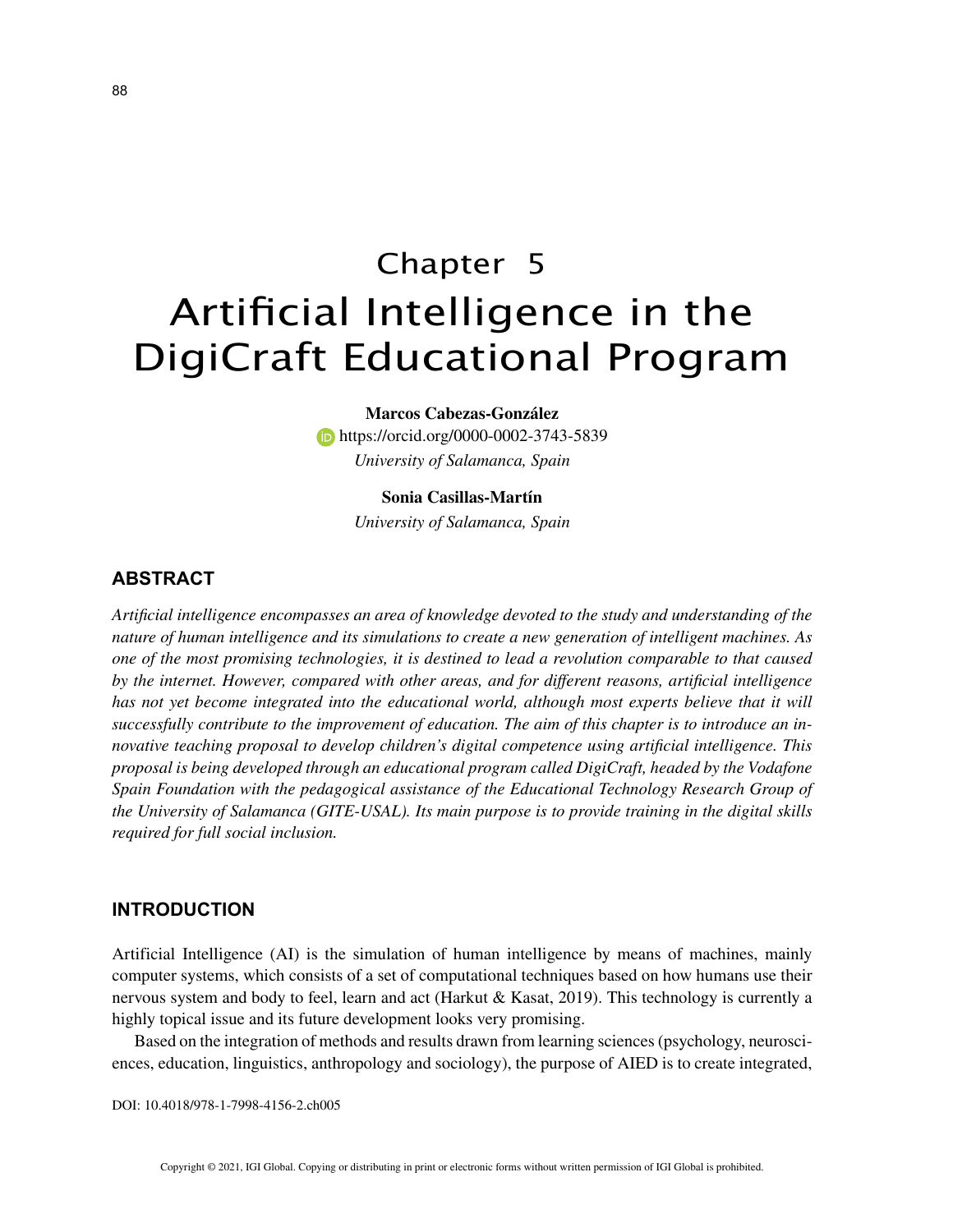# Chapter 5
# Artificial Intelligence in the DigiCraft Educational Program

**Marcos Cabezas-González**
https://orcid.org/0000-0002-3743-5839
*University of Salamanca, Spain*

**Sonia Casillas-Martín**
*University of Salamanca, Spain*

## ABSTRACT

*Artificial intelligence encompasses an area of knowledge devoted to the study and understanding of the nature of human intelligence and its simulations to create a new generation of intelligent machines. As one of the most promising technologies, it is destined to lead a revolution comparable to that caused by the internet. However, compared with other areas, and for different reasons, artificial intelligence has not yet become integrated into the educational world, although most experts believe that it will successfully contribute to the improvement of education. The aim of this chapter is to introduce an innovative teaching proposal to develop children's digital competence using artificial intelligence. This proposal is being developed through an educational program called DigiCraft, headed by the Vodafone Spain Foundation with the pedagogical assistance of the Educational Technology Research Group of the University of Salamanca (GITE-USAL). Its main purpose is to provide training in the digital skills required for full social inclusion.*

## INTRODUCTION

Artificial Intelligence (AI) is the simulation of human intelligence by means of machines, mainly computer systems, which consists of a set of computational techniques based on how humans use their nervous system and body to feel, learn and act (Harkut & Kasat, 2019). This technology is currently a highly topical issue and its future development looks very promising.

Based on the integration of methods and results drawn from learning sciences (psychology, neurosciences, education, linguistics, anthropology and sociology), the purpose of AIED is to create integrated,

DOI: 10.4018/978-1-7998-4156-2.ch005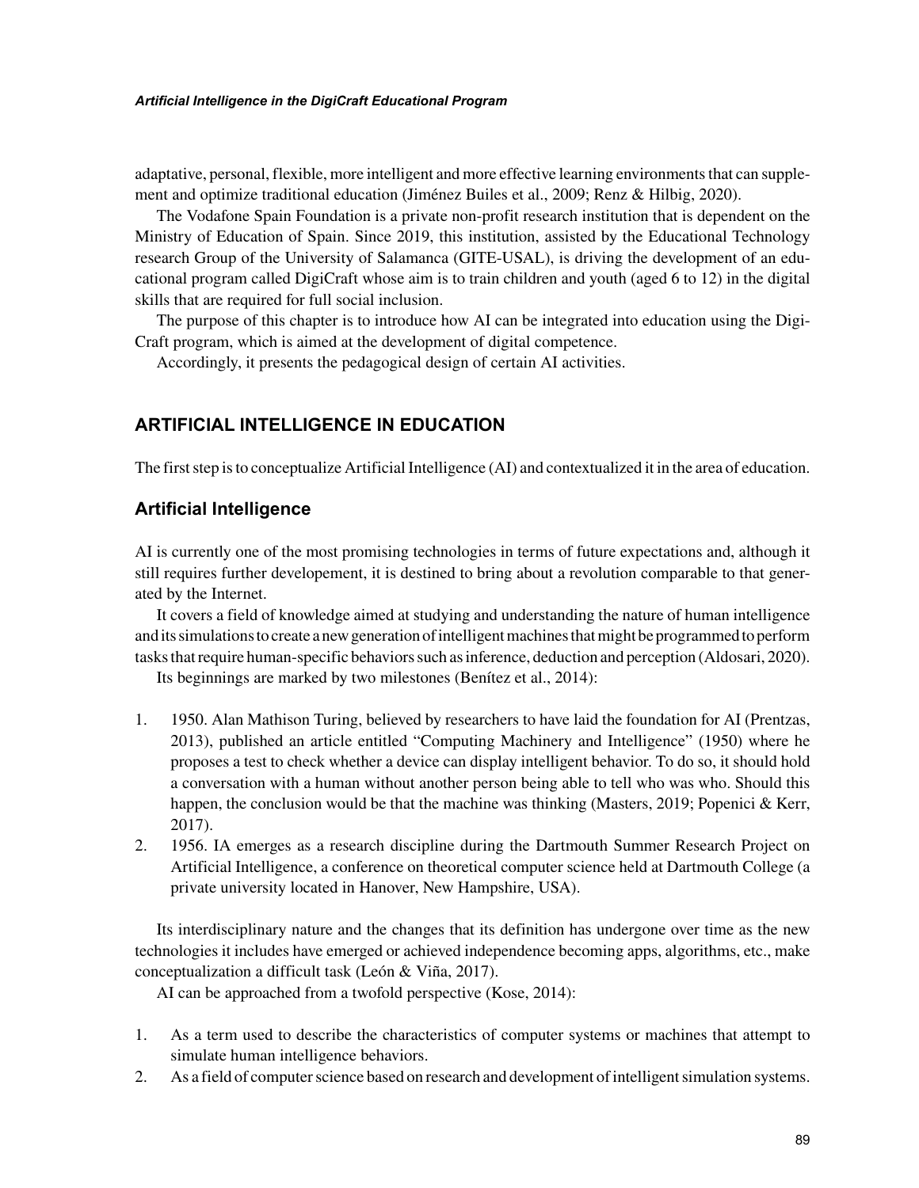adaptative, personal, flexible, more intelligent and more effective learning environments that can supplement and optimize traditional education (Jiménez Builes et al., 2009; Renz & Hilbig, 2020).

The Vodafone Spain Foundation is a private non-profit research institution that is dependent on the Ministry of Education of Spain. Since 2019, this institution, assisted by the Educational Technology research Group of the University of Salamanca (GITE-USAL), is driving the development of an educational program called DigiCraft whose aim is to train children and youth (aged 6 to 12) in the digital skills that are required for full social inclusion.

The purpose of this chapter is to introduce how AI can be integrated into education using the DigiCraft program, which is aimed at the development of digital competence.

Accordingly, it presents the pedagogical design of certain AI activities.

## ARTIFICIAL INTELLIGENCE IN EDUCATION

The first step is to conceptualize Artificial Intelligence (AI) and contextualized it in the area of education.

### Artificial Intelligence

AI is currently one of the most promising technologies in terms of future expectations and, although it still requires further developement, it is destined to bring about a revolution comparable to that generated by the Internet.

It covers a field of knowledge aimed at studying and understanding the nature of human intelligence and its simulations to create a new generation of intelligent machines that might be programmed to perform tasks that require human-specific behaviors such as inference, deduction and perception (Aldosari, 2020).

Its beginnings are marked by two milestones (Benítez et al., 2014):

1. 1950. Alan Mathison Turing, believed by researchers to have laid the foundation for AI (Prentzas, 2013), published an article entitled "Computing Machinery and Intelligence" (1950) where he proposes a test to check whether a device can display intelligent behavior. To do so, it should hold a conversation with a human without another person being able to tell who was who. Should this happen, the conclusion would be that the machine was thinking (Masters, 2019; Popenici & Kerr, 2017).
2. 1956. IA emerges as a research discipline during the Dartmouth Summer Research Project on Artificial Intelligence, a conference on theoretical computer science held at Dartmouth College (a private university located in Hanover, New Hampshire, USA).

Its interdisciplinary nature and the changes that its definition has undergone over time as the new technologies it includes have emerged or achieved independence becoming apps, algorithms, etc., make conceptualization a difficult task (León & Viña, 2017).

AI can be approached from a twofold perspective (Kose, 2014):

1. As a term used to describe the characteristics of computer systems or machines that attempt to simulate human intelligence behaviors.
2. As a field of computer science based on research and development of intelligent simulation systems.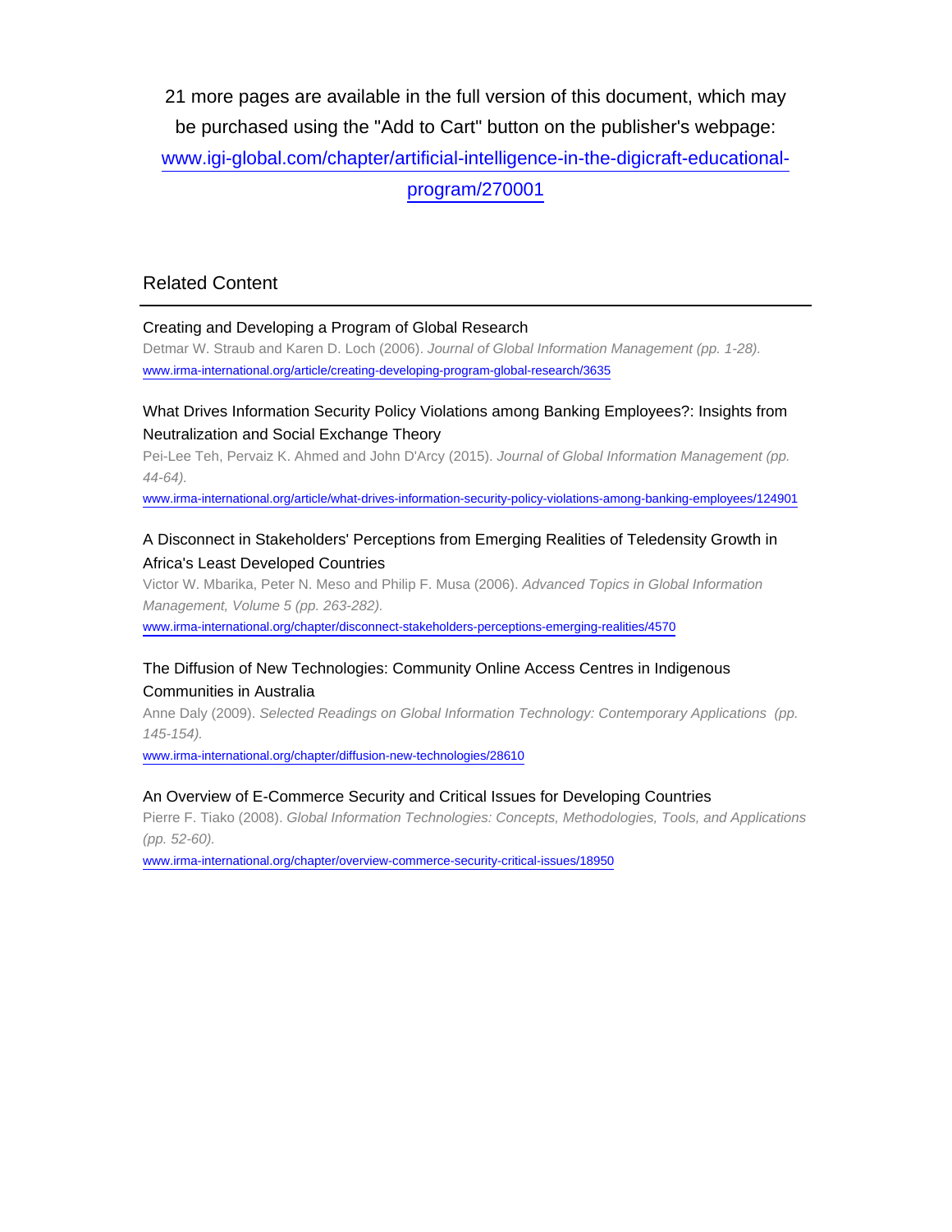21 more pages are available in the full version of this document, which may be purchased using the "Add to Cart" button on the publisher's webpage: [www.igi-global.com/chapter/artificial-intelligence-in-the-digicraft-educational-program/270001](www.igi-global.com/chapter/artificial-intelligence-in-the-digicraft-educational-program/270001)

## Related Content

**Creating and Developing a Program of Global Research**
Detmar W. Straub and Karen D. Loch (2006). *Journal of Global Information Management (pp. 1-28).*
[www.irma-international.org/article/creating-developing-program-global-research/3635](www.irma-international.org/article/creating-developing-program-global-research/3635)

**What Drives Information Security Policy Violations among Banking Employees?: Insights from Neutralization and Social Exchange Theory**
Pei-Lee Teh, Pervaiz K. Ahmed and John D'Arcy (2015). *Journal of Global Information Management (pp. 44-64).*
[www.irma-international.org/article/what-drives-information-security-policy-violations-among-banking-employees/124901](www.irma-international.org/article/what-drives-information-security-policy-violations-among-banking-employees/124901)

**A Disconnect in Stakeholders' Perceptions from Emerging Realities of Teledensity Growth in Africa's Least Developed Countries**
Victor W. Mbarika, Peter N. Meso and Philip F. Musa (2006). *Advanced Topics in Global Information Management, Volume 5 (pp. 263-282).*
[www.irma-international.org/chapter/disconnect-stakeholders-perceptions-emerging-realities/4570](www.irma-international.org/chapter/disconnect-stakeholders-perceptions-emerging-realities/4570)

**The Diffusion of New Technologies: Community Online Access Centres in Indigenous Communities in Australia**
Anne Daly (2009). *Selected Readings on Global Information Technology: Contemporary Applications (pp. 145-154).*
[www.irma-international.org/chapter/diffusion-new-technologies/28610](www.irma-international.org/chapter/diffusion-new-technologies/28610)

**An Overview of E-Commerce Security and Critical Issues for Developing Countries**
Pierre F. Tiako (2008). *Global Information Technologies: Concepts, Methodologies, Tools, and Applications (pp. 52-60).*
[www.irma-international.org/chapter/overview-commerce-security-critical-issues/18950](www.irma-international.org/chapter/overview-commerce-security-critical-issues/18950)